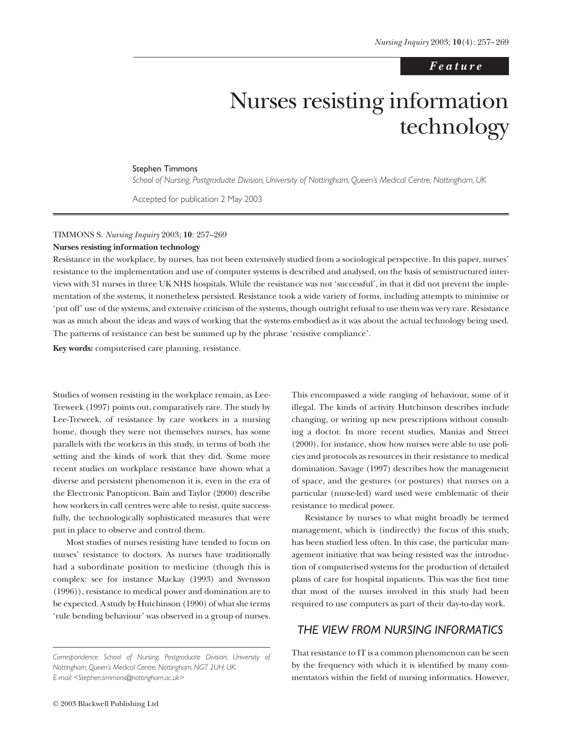*Feature*

# Nurses resisting information technology

Stephen Timmons

*School of Nursing, Postgraduate Division, University of Nottingham, Queen's Medical Centre, Nottingham, UK*

Accepted for publication 2 May 2003

TIMMONS S. *Nursing Inquiry* 2003; **10**: 257–269

**Nurses resisting information technology**

Resistance in the workplace, by nurses, has not been extensively studied from a sociological perspective. In this paper, nurses' resistance to the implementation and use of computer systems is described and analysed, on the basis of semistructured interviews with 31 nurses in three UK NHS hospitals. While the resistance was not 'successful', in that it did not prevent the implementation of the systems, it nonetheless persisted. Resistance took a wide variety of forms, including attempts to minimise or 'put off' use of the systems, and extensive criticism of the systems, though outright refusal to use them was very rare. Resistance was as much about the ideas and ways of working that the systems embodied as it was about the actual technology being used. The patterns of resistance can best be summed up by the phrase 'resistive compliance'.

**Key words:** computerised care planning, resistance.

Studies of women resisting in the workplace remain, as Lee-Treweek (1997) points out, comparatively rare. The study by Lee-Treweek, of resistance by care workers in a nursing home, though they were not themselves nurses, has some parallels with the workers in this study, in terms of both the setting and the kinds of work that they did. Some more recent studies on workplace resistance have shown what a diverse and persistent phenomenon it is, even in the era of the Electronic Panopticon. Bain and Taylor (2000) describe how workers in call centres were able to resist, quite successfully, the technologically sophisticated measures that were put in place to observe and control them.

Most studies of nurses resisting have tended to focus on nurses' resistance to doctors. As nurses have traditionally had a subordinate position to medicine (though this is complex: see for instance Mackay (1993) and Svensson (1996)), resistance to medical power and domination are to be expected. A study by Hutchinson (1990) of what she terms 'rule bending behaviour' was observed in a group of nurses. This encompassed a wide ranging of behaviour, some of it illegal. The kinds of activity Hutchinson describes include changing, or writing up new prescriptions without consulting a doctor. In more recent studies, Manias and Street (2000), for instance, show how nurses were able to use policies and protocols as resources in their resistance to medical domination. Savage (1997) describes how the management of space, and the gestures (or postures) that nurses on a particular (nurse-led) ward used were emblematic of their resistance to medical power.

Resistance by nurses to what might broadly be termed management, which is (indirectly) the focus of this study, has been studied less often. In this case, the particular management initiative that was being resisted was the introduction of computerised systems for the production of detailed plans of care for hospital inpatients. This was the first time that most of the nurses involved in this study had been required to use computers as part of their day-to-day work.

## THE VIEW FROM NURSING INFORMATICS

That resistance to IT is a common phenomenon can be seen by the frequency with which it is identified by many commentators within the field of nursing informatics. However,

*Correspondence: School of Nursing, Postgraduate Division, University of Nottingham, Queen's Medical Centre, Nottingham, NG7 2UH, UK. E-mail: <Stephen.timmons@nottingham.ac.uk>*

© 2003 Blackwell Publishing Ltd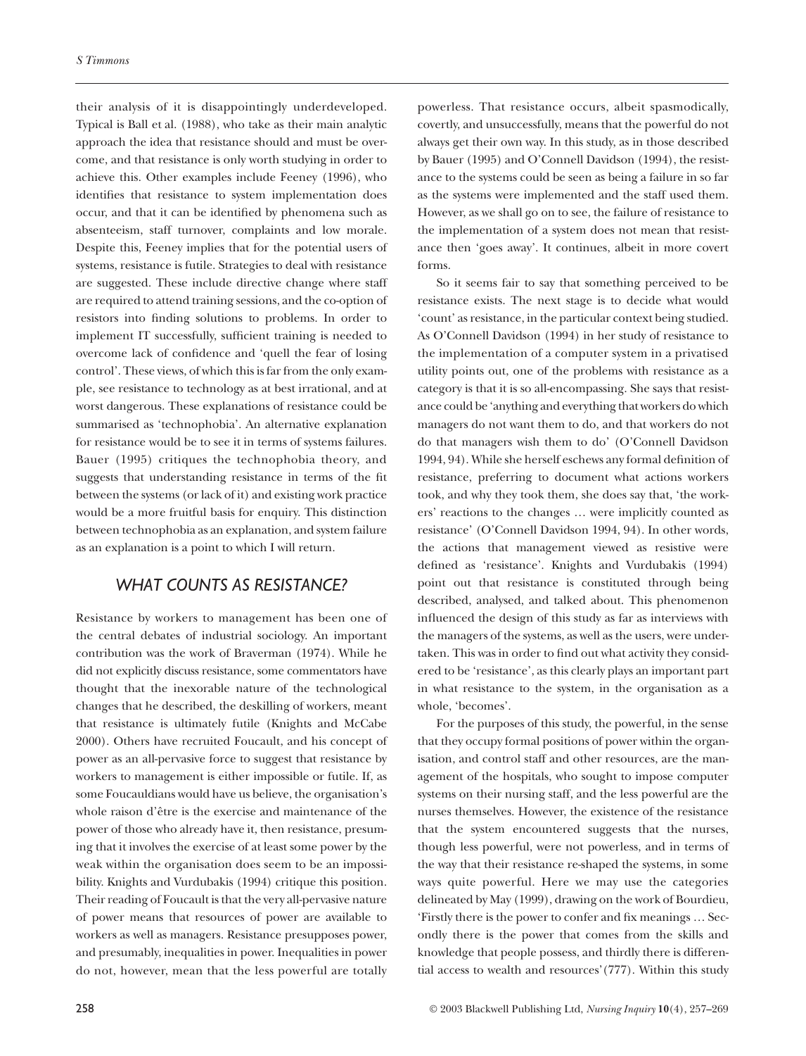their analysis of it is disappointingly underdeveloped. Typical is Ball et al. (1988), who take as their main analytic approach the idea that resistance should and must be overcome, and that resistance is only worth studying in order to achieve this. Other examples include Feeney (1996), who identifies that resistance to system implementation does occur, and that it can be identified by phenomena such as absenteeism, staff turnover, complaints and low morale. Despite this, Feeney implies that for the potential users of systems, resistance is futile. Strategies to deal with resistance are suggested. These include directive change where staff are required to attend training sessions, and the co-option of resistors into finding solutions to problems. In order to implement IT successfully, sufficient training is needed to overcome lack of confidence and 'quell the fear of losing control'. These views, of which this is far from the only example, see resistance to technology as at best irrational, and at worst dangerous. These explanations of resistance could be summarised as 'technophobia'. An alternative explanation for resistance would be to see it in terms of systems failures. Bauer (1995) critiques the technophobia theory, and suggests that understanding resistance in terms of the fit between the systems (or lack of it) and existing work practice would be a more fruitful basis for enquiry. This distinction between technophobia as an explanation, and system failure as an explanation is a point to which I will return.

## WHAT COUNTS AS RESISTANCE?

Resistance by workers to management has been one of the central debates of industrial sociology. An important contribution was the work of Braverman (1974). While he did not explicitly discuss resistance, some commentators have thought that the inexorable nature of the technological changes that he described, the deskilling of workers, meant that resistance is ultimately futile (Knights and McCabe 2000). Others have recruited Foucault, and his concept of power as an all-pervasive force to suggest that resistance by workers to management is either impossible or futile. If, as some Foucauldians would have us believe, the organisation's whole raison d'être is the exercise and maintenance of the power of those who already have it, then resistance, presuming that it involves the exercise of at least some power by the weak within the organisation does seem to be an impossibility. Knights and Vurdubakis (1994) critique this position. Their reading of Foucault is that the very all-pervasive nature of power means that resources of power are available to workers as well as managers. Resistance presupposes power, and presumably, inequalities in power. Inequalities in power do not, however, mean that the less powerful are totally powerless. That resistance occurs, albeit spasmodically, covertly, and unsuccessfully, means that the powerful do not always get their own way. In this study, as in those described by Bauer (1995) and O'Connell Davidson (1994), the resistance to the systems could be seen as being a failure in so far as the systems were implemented and the staff used them. However, as we shall go on to see, the failure of resistance to the implementation of a system does not mean that resistance then 'goes away'. It continues, albeit in more covert forms.

So it seems fair to say that something perceived to be resistance exists. The next stage is to decide what would 'count' as resistance, in the particular context being studied. As O'Connell Davidson (1994) in her study of resistance to the implementation of a computer system in a privatised utility points out, one of the problems with resistance as a category is that it is so all-encompassing. She says that resistance could be 'anything and everything that workers do which managers do not want them to do, and that workers do not do that managers wish them to do' (O'Connell Davidson 1994, 94). While she herself eschews any formal definition of resistance, preferring to document what actions workers took, and why they took them, she does say that, 'the workers' reactions to the changes … were implicitly counted as resistance' (O'Connell Davidson 1994, 94). In other words, the actions that management viewed as resistive were defined as 'resistance'. Knights and Vurdubakis (1994) point out that resistance is constituted through being described, analysed, and talked about. This phenomenon influenced the design of this study as far as interviews with the managers of the systems, as well as the users, were undertaken. This was in order to find out what activity they considered to be 'resistance', as this clearly plays an important part in what resistance to the system, in the organisation as a whole, 'becomes'.

For the purposes of this study, the powerful, in the sense that they occupy formal positions of power within the organisation, and control staff and other resources, are the management of the hospitals, who sought to impose computer systems on their nursing staff, and the less powerful are the nurses themselves. However, the existence of the resistance that the system encountered suggests that the nurses, though less powerful, were not powerless, and in terms of the way that their resistance re-shaped the systems, in some ways quite powerful. Here we may use the categories delineated by May (1999), drawing on the work of Bourdieu, 'Firstly there is the power to confer and fix meanings … Secondly there is the power that comes from the skills and knowledge that people possess, and thirdly there is differential access to wealth and resources' (777). Within this study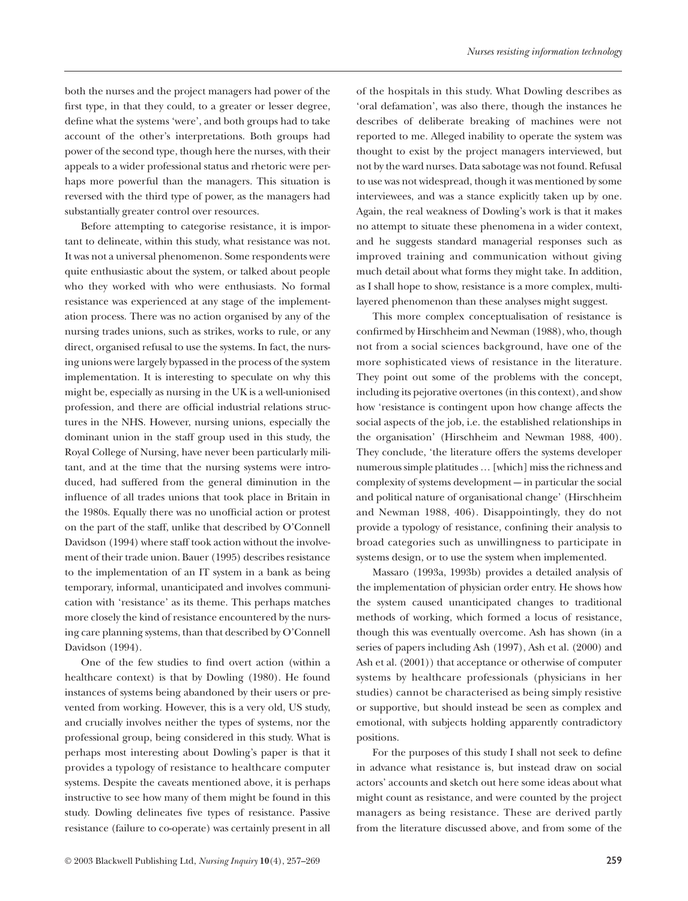both the nurses and the project managers had power of the first type, in that they could, to a greater or lesser degree, define what the systems 'were', and both groups had to take account of the other's interpretations. Both groups had power of the second type, though here the nurses, with their appeals to a wider professional status and rhetoric were perhaps more powerful than the managers. This situation is reversed with the third type of power, as the managers had substantially greater control over resources.

Before attempting to categorise resistance, it is important to delineate, within this study, what resistance was not. It was not a universal phenomenon. Some respondents were quite enthusiastic about the system, or talked about people who they worked with who were enthusiasts. No formal resistance was experienced at any stage of the implementation process. There was no action organised by any of the nursing trades unions, such as strikes, works to rule, or any direct, organised refusal to use the systems. In fact, the nursing unions were largely bypassed in the process of the system implementation. It is interesting to speculate on why this might be, especially as nursing in the UK is a well-unionised profession, and there are official industrial relations structures in the NHS. However, nursing unions, especially the dominant union in the staff group used in this study, the Royal College of Nursing, have never been particularly militant, and at the time that the nursing systems were introduced, had suffered from the general diminution in the influence of all trades unions that took place in Britain in the 1980s. Equally there was no unofficial action or protest on the part of the staff, unlike that described by O'Connell Davidson (1994) where staff took action without the involvement of their trade union. Bauer (1995) describes resistance to the implementation of an IT system in a bank as being temporary, informal, unanticipated and involves communication with 'resistance' as its theme. This perhaps matches more closely the kind of resistance encountered by the nursing care planning systems, than that described by O'Connell Davidson (1994).

One of the few studies to find overt action (within a healthcare context) is that by Dowling (1980). He found instances of systems being abandoned by their users or prevented from working. However, this is a very old, US study, and crucially involves neither the types of systems, nor the professional group, being considered in this study. What is perhaps most interesting about Dowling's paper is that it provides a typology of resistance to healthcare computer systems. Despite the caveats mentioned above, it is perhaps instructive to see how many of them might be found in this study. Dowling delineates five types of resistance. Passive resistance (failure to co-operate) was certainly present in all of the hospitals in this study. What Dowling describes as 'oral defamation', was also there, though the instances he describes of deliberate breaking of machines were not reported to me. Alleged inability to operate the system was thought to exist by the project managers interviewed, but not by the ward nurses. Data sabotage was not found. Refusal to use was not widespread, though it was mentioned by some interviewees, and was a stance explicitly taken up by one. Again, the real weakness of Dowling's work is that it makes no attempt to situate these phenomena in a wider context, and he suggests standard managerial responses such as improved training and communication without giving much detail about what forms they might take. In addition, as I shall hope to show, resistance is a more complex, multi-layered phenomenon than these analyses might suggest.

This more complex conceptualisation of resistance is confirmed by Hirschheim and Newman (1988), who, though not from a social sciences background, have one of the more sophisticated views of resistance in the literature. They point out some of the problems with the concept, including its pejorative overtones (in this context), and show how 'resistance is contingent upon how change affects the social aspects of the job, i.e. the established relationships in the organisation' (Hirschheim and Newman 1988, 400). They conclude, 'the literature offers the systems developer numerous simple platitudes … [which] miss the richness and complexity of systems development — in particular the social and political nature of organisational change' (Hirschheim and Newman 1988, 406). Disappointingly, they do not provide a typology of resistance, confining their analysis to broad categories such as unwillingness to participate in systems design, or to use the system when implemented.

Massaro (1993a, 1993b) provides a detailed analysis of the implementation of physician order entry. He shows how the system caused unanticipated changes to traditional methods of working, which formed a locus of resistance, though this was eventually overcome. Ash has shown (in a series of papers including Ash (1997), Ash et al. (2000) and Ash et al. (2001)) that acceptance or otherwise of computer systems by healthcare professionals (physicians in her studies) cannot be characterised as being simply resistive or supportive, but should instead be seen as complex and emotional, with subjects holding apparently contradictory positions.

For the purposes of this study I shall not seek to define in advance what resistance is, but instead draw on social actors' accounts and sketch out here some ideas about what might count as resistance, and were counted by the project managers as being resistance. These are derived partly from the literature discussed above, and from some of the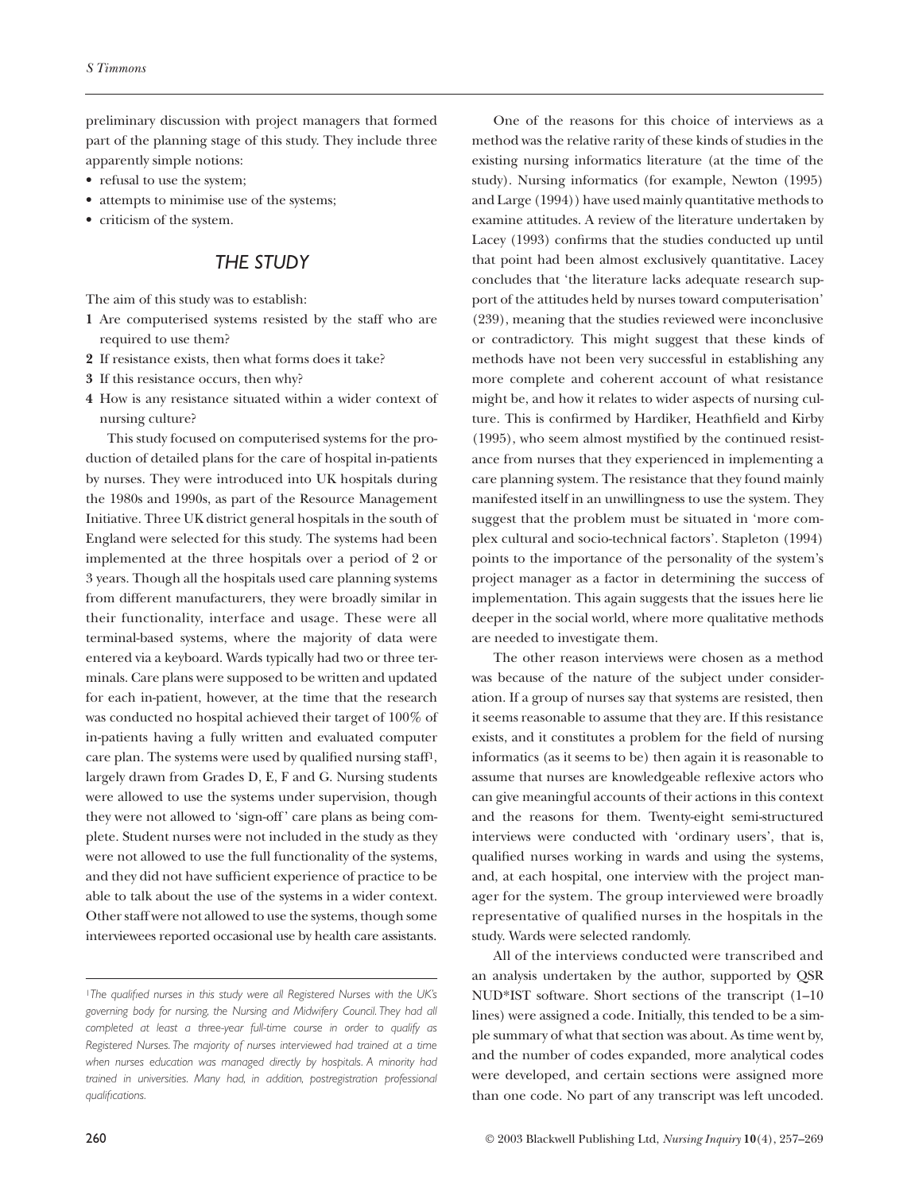preliminary discussion with project managers that formed part of the planning stage of this study. They include three apparently simple notions:

- refusal to use the system;
- attempts to minimise use of the systems;
- criticism of the system.

## THE STUDY

The aim of this study was to establish:

1. Are computerised systems resisted by the staff who are required to use them?
2. If resistance exists, then what forms does it take?
3. If this resistance occurs, then why?
4. How is any resistance situated within a wider context of nursing culture?

This study focused on computerised systems for the production of detailed plans for the care of hospital in-patients by nurses. They were introduced into UK hospitals during the 1980s and 1990s, as part of the Resource Management Initiative. Three UK district general hospitals in the south of England were selected for this study. The systems had been implemented at the three hospitals over a period of 2 or 3 years. Though all the hospitals used care planning systems from different manufacturers, they were broadly similar in their functionality, interface and usage. These were all terminal-based systems, where the majority of data were entered via a keyboard. Wards typically had two or three terminals. Care plans were supposed to be written and updated for each in-patient, however, at the time that the research was conducted no hospital achieved their target of 100% of in-patients having a fully written and evaluated computer care plan. The systems were used by qualified nursing staff[1], largely drawn from Grades D, E, F and G. Nursing students were allowed to use the systems under supervision, though they were not allowed to 'sign-off' care plans as being complete. Student nurses were not included in the study as they were not allowed to use the full functionality of the systems, and they did not have sufficient experience of practice to be able to talk about the use of the systems in a wider context. Other staff were not allowed to use the systems, though some interviewees reported occasional use by health care assistants.

One of the reasons for this choice of interviews as a method was the relative rarity of these kinds of studies in the existing nursing informatics literature (at the time of the study). Nursing informatics (for example, Newton (1995) and Large (1994)) have used mainly quantitative methods to examine attitudes. A review of the literature undertaken by Lacey (1993) confirms that the studies conducted up until that point had been almost exclusively quantitative. Lacey concludes that 'the literature lacks adequate research support of the attitudes held by nurses toward computerisation' (239), meaning that the studies reviewed were inconclusive or contradictory. This might suggest that these kinds of methods have not been very successful in establishing any more complete and coherent account of what resistance might be, and how it relates to wider aspects of nursing culture. This is confirmed by Hardiker, Heathfield and Kirby (1995), who seem almost mystified by the continued resistance from nurses that they experienced in implementing a care planning system. The resistance that they found mainly manifested itself in an unwillingness to use the system. They suggest that the problem must be situated in 'more complex cultural and socio-technical factors'. Stapleton (1994) points to the importance of the personality of the system's project manager as a factor in determining the success of implementation. This again suggests that the issues here lie deeper in the social world, where more qualitative methods are needed to investigate them.

The other reason interviews were chosen as a method was because of the nature of the subject under consideration. If a group of nurses say that systems are resisted, then it seems reasonable to assume that they are. If this resistance exists, and it constitutes a problem for the field of nursing informatics (as it seems to be) then again it is reasonable to assume that nurses are knowledgeable reflexive actors who can give meaningful accounts of their actions in this context and the reasons for them. Twenty-eight semi-structured interviews were conducted with 'ordinary users', that is, qualified nurses working in wards and using the systems, and, at each hospital, one interview with the project manager for the system. The group interviewed were broadly representative of qualified nurses in the hospitals in the study. Wards were selected randomly.

All of the interviews conducted were transcribed and an analysis undertaken by the author, supported by QSR NUD*IST software. Short sections of the transcript (1–10 lines) were assigned a code. Initially, this tended to be a simple summary of what that section was about. As time went by, and the number of codes expanded, more analytical codes were developed, and certain sections were assigned more than one code. No part of any transcript was left uncoded.

[1] *The qualified nurses in this study were all Registered Nurses with the UK's governing body for nursing, the Nursing and Midwifery Council. They had all completed at least a three-year full-time course in order to qualify as Registered Nurses. The majority of nurses interviewed had trained at a time when nurses education was managed directly by hospitals. A minority had trained in universities. Many had, in addition, postregistration professional qualifications.*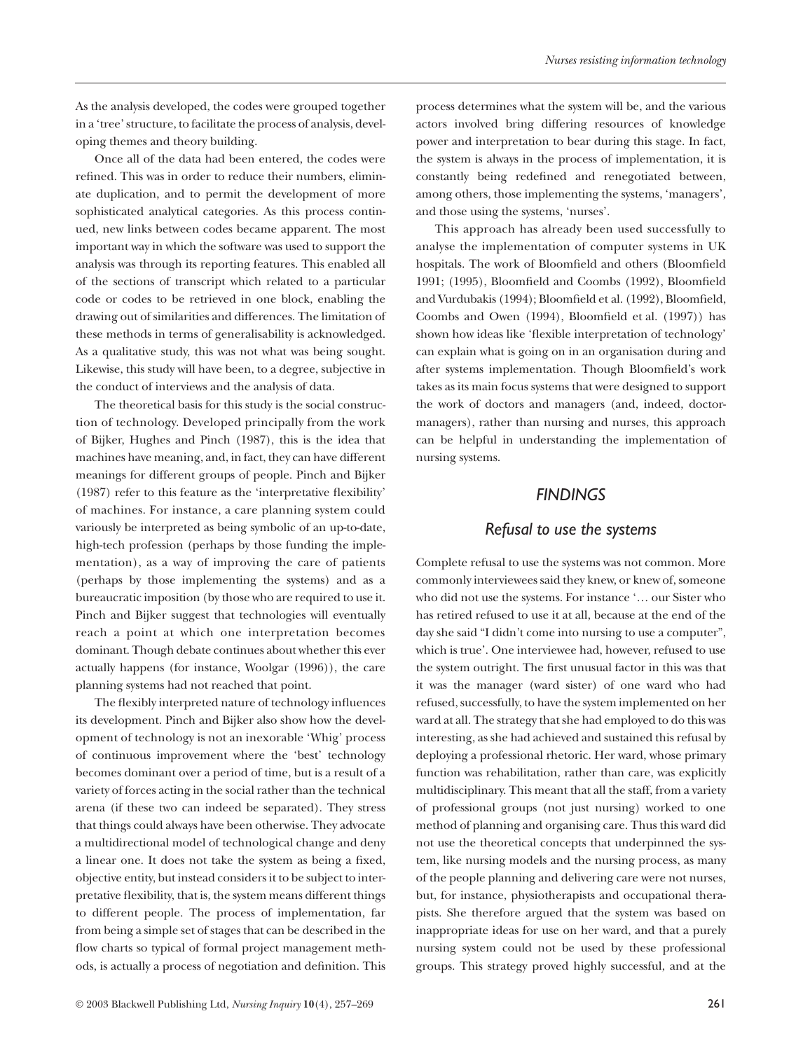As the analysis developed, the codes were grouped together in a 'tree' structure, to facilitate the process of analysis, developing themes and theory building.

Once all of the data had been entered, the codes were refined. This was in order to reduce their numbers, eliminate duplication, and to permit the development of more sophisticated analytical categories. As this process continued, new links between codes became apparent. The most important way in which the software was used to support the analysis was through its reporting features. This enabled all of the sections of transcript which related to a particular code or codes to be retrieved in one block, enabling the drawing out of similarities and differences. The limitation of these methods in terms of generalisability is acknowledged. As a qualitative study, this was not what was being sought. Likewise, this study will have been, to a degree, subjective in the conduct of interviews and the analysis of data.

The theoretical basis for this study is the social construction of technology. Developed principally from the work of Bijker, Hughes and Pinch (1987), this is the idea that machines have meaning, and, in fact, they can have different meanings for different groups of people. Pinch and Bijker (1987) refer to this feature as the 'interpretative flexibility' of machines. For instance, a care planning system could variously be interpreted as being symbolic of an up-to-date, high-tech profession (perhaps by those funding the implementation), as a way of improving the care of patients (perhaps by those implementing the systems) and as a bureaucratic imposition (by those who are required to use it. Pinch and Bijker suggest that technologies will eventually reach a point at which one interpretation becomes dominant. Though debate continues about whether this ever actually happens (for instance, Woolgar (1996)), the care planning systems had not reached that point.

The flexibly interpreted nature of technology influences its development. Pinch and Bijker also show how the development of technology is not an inexorable 'Whig' process of continuous improvement where the 'best' technology becomes dominant over a period of time, but is a result of a variety of forces acting in the social rather than the technical arena (if these two can indeed be separated). They stress that things could always have been otherwise. They advocate a multidirectional model of technological change and deny a linear one. It does not take the system as being a fixed, objective entity, but instead considers it to be subject to interpretative flexibility, that is, the system means different things to different people. The process of implementation, far from being a simple set of stages that can be described in the flow charts so typical of formal project management methods, is actually a process of negotiation and definition. This process determines what the system will be, and the various actors involved bring differing resources of knowledge power and interpretation to bear during this stage. In fact, the system is always in the process of implementation, it is constantly being redefined and renegotiated between, among others, those implementing the systems, 'managers', and those using the systems, 'nurses'.

This approach has already been used successfully to analyse the implementation of computer systems in UK hospitals. The work of Bloomfield and others (Bloomfield 1991; (1995), Bloomfield and Coombs (1992), Bloomfield and Vurdubakis (1994); Bloomfield et al. (1992), Bloomfield, Coombs and Owen (1994), Bloomfield et al. (1997)) has shown how ideas like 'flexible interpretation of technology' can explain what is going on in an organisation during and after systems implementation. Though Bloomfield's work takes as its main focus systems that were designed to support the work of doctors and managers (and, indeed, doctor-managers), rather than nursing and nurses, this approach can be helpful in understanding the implementation of nursing systems.

## FINDINGS

### Refusal to use the systems

Complete refusal to use the systems was not common. More commonly interviewees said they knew, or knew of, someone who did not use the systems. For instance '… our Sister who has retired refused to use it at all, because at the end of the day she said "I didn't come into nursing to use a computer", which is true'. One interviewee had, however, refused to use the system outright. The first unusual factor in this was that it was the manager (ward sister) of one ward who had refused, successfully, to have the system implemented on her ward at all. The strategy that she had employed to do this was interesting, as she had achieved and sustained this refusal by deploying a professional rhetoric. Her ward, whose primary function was rehabilitation, rather than care, was explicitly multidisciplinary. This meant that all the staff, from a variety of professional groups (not just nursing) worked to one method of planning and organising care. Thus this ward did not use the theoretical concepts that underpinned the system, like nursing models and the nursing process, as many of the people planning and delivering care were not nurses, but, for instance, physiotherapists and occupational therapists. She therefore argued that the system was based on inappropriate ideas for use on her ward, and that a purely nursing system could not be used by these professional groups. This strategy proved highly successful, and at the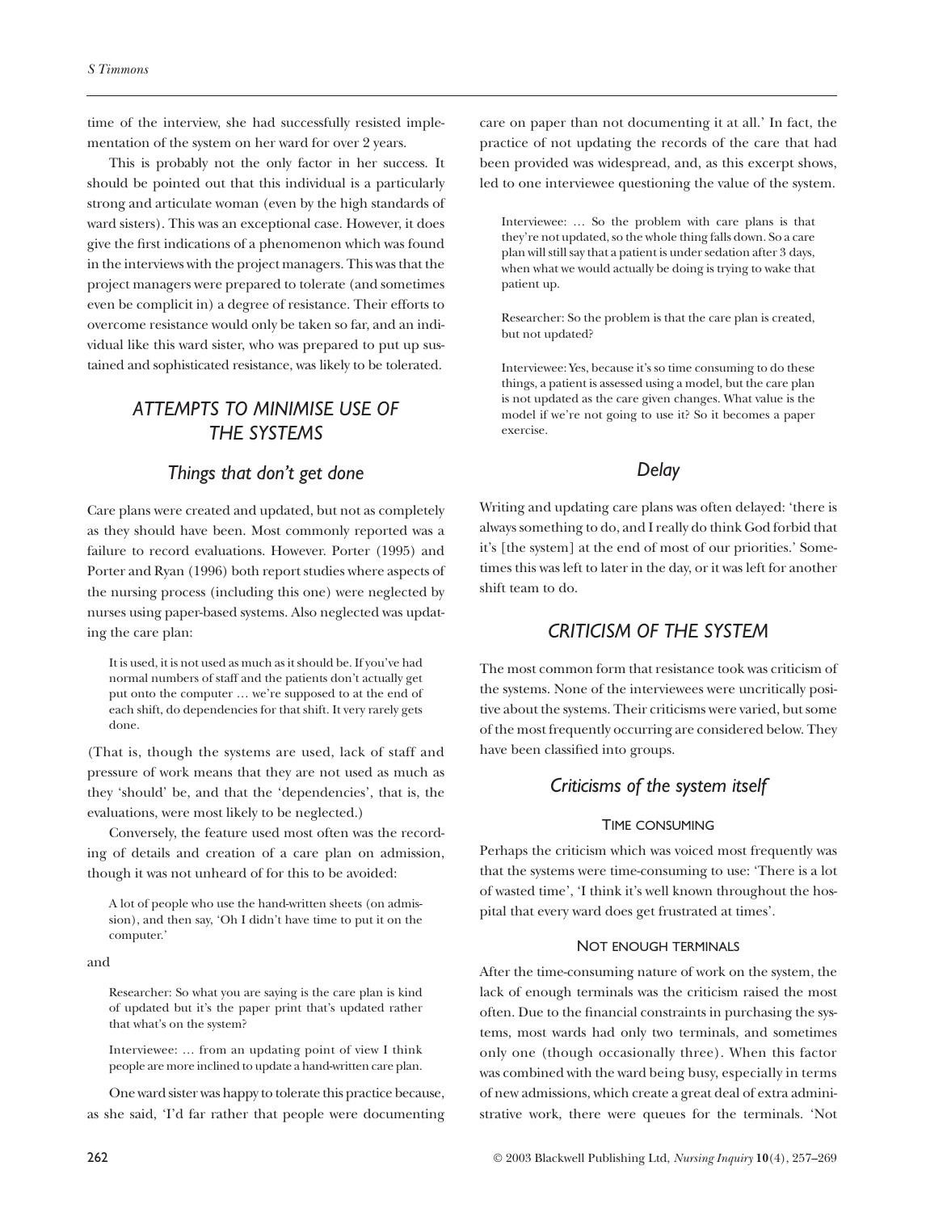time of the interview, she had successfully resisted implementation of the system on her ward for over 2 years.

This is probably not the only factor in her success. It should be pointed out that this individual is a particularly strong and articulate woman (even by the high standards of ward sisters). This was an exceptional case. However, it does give the first indications of a phenomenon which was found in the interviews with the project managers. This was that the project managers were prepared to tolerate (and sometimes even be complicit in) a degree of resistance. Their efforts to overcome resistance would only be taken so far, and an individual like this ward sister, who was prepared to put up sustained and sophisticated resistance, was likely to be tolerated.

## *ATTEMPTS TO MINIMISE USE OF THE SYSTEMS*

### *Things that don't get done*

Care plans were created and updated, but not as completely as they should have been. Most commonly reported was a failure to record evaluations. However. Porter (1995) and Porter and Ryan (1996) both report studies where aspects of the nursing process (including this one) were neglected by nurses using paper-based systems. Also neglected was updating the care plan:

> It is used, it is not used as much as it should be. If you've had normal numbers of staff and the patients don't actually get put onto the computer … we're supposed to at the end of each shift, do dependencies for that shift. It very rarely gets done.

(That is, though the systems are used, lack of staff and pressure of work means that they are not used as much as they 'should' be, and that the 'dependencies', that is, the evaluations, were most likely to be neglected.)

Conversely, the feature used most often was the recording of details and creation of a care plan on admission, though it was not unheard of for this to be avoided:

> A lot of people who use the hand-written sheets (on admission), and then say, 'Oh I didn't have time to put it on the computer.'

and

> Researcher: So what you are saying is the care plan is kind of updated but it's the paper print that's updated rather that what's on the system?
>
> Interviewee: … from an updating point of view I think people are more inclined to update a hand-written care plan.

One ward sister was happy to tolerate this practice because, as she said, 'I'd far rather that people were documenting care on paper than not documenting it at all.' In fact, the practice of not updating the records of the care that had been provided was widespread, and, as this excerpt shows, led to one interviewee questioning the value of the system.

> Interviewee: … So the problem with care plans is that they're not updated, so the whole thing falls down. So a care plan will still say that a patient is under sedation after 3 days, when what we would actually be doing is trying to wake that patient up.
>
> Researcher: So the problem is that the care plan is created, but not updated?
>
> Interviewee: Yes, because it's so time consuming to do these things, a patient is assessed using a model, but the care plan is not updated as the care given changes. What value is the model if we're not going to use it? So it becomes a paper exercise.

### *Delay*

Writing and updating care plans was often delayed: 'there is always something to do, and I really do think God forbid that it's [the system] at the end of most of our priorities.' Sometimes this was left to later in the day, or it was left for another shift team to do.

## *CRITICISM OF THE SYSTEM*

The most common form that resistance took was criticism of the systems. None of the interviewees were uncritically positive about the systems. Their criticisms were varied, but some of the most frequently occurring are considered below. They have been classified into groups.

### *Criticisms of the system itself*

#### TIME CONSUMING

Perhaps the criticism which was voiced most frequently was that the systems were time-consuming to use: 'There is a lot of wasted time', 'I think it's well known throughout the hospital that every ward does get frustrated at times'.

#### NOT ENOUGH TERMINALS

After the time-consuming nature of work on the system, the lack of enough terminals was the criticism raised the most often. Due to the financial constraints in purchasing the systems, most wards had only two terminals, and sometimes only one (though occasionally three). When this factor was combined with the ward being busy, especially in terms of new admissions, which create a great deal of extra administrative work, there were queues for the terminals. 'Not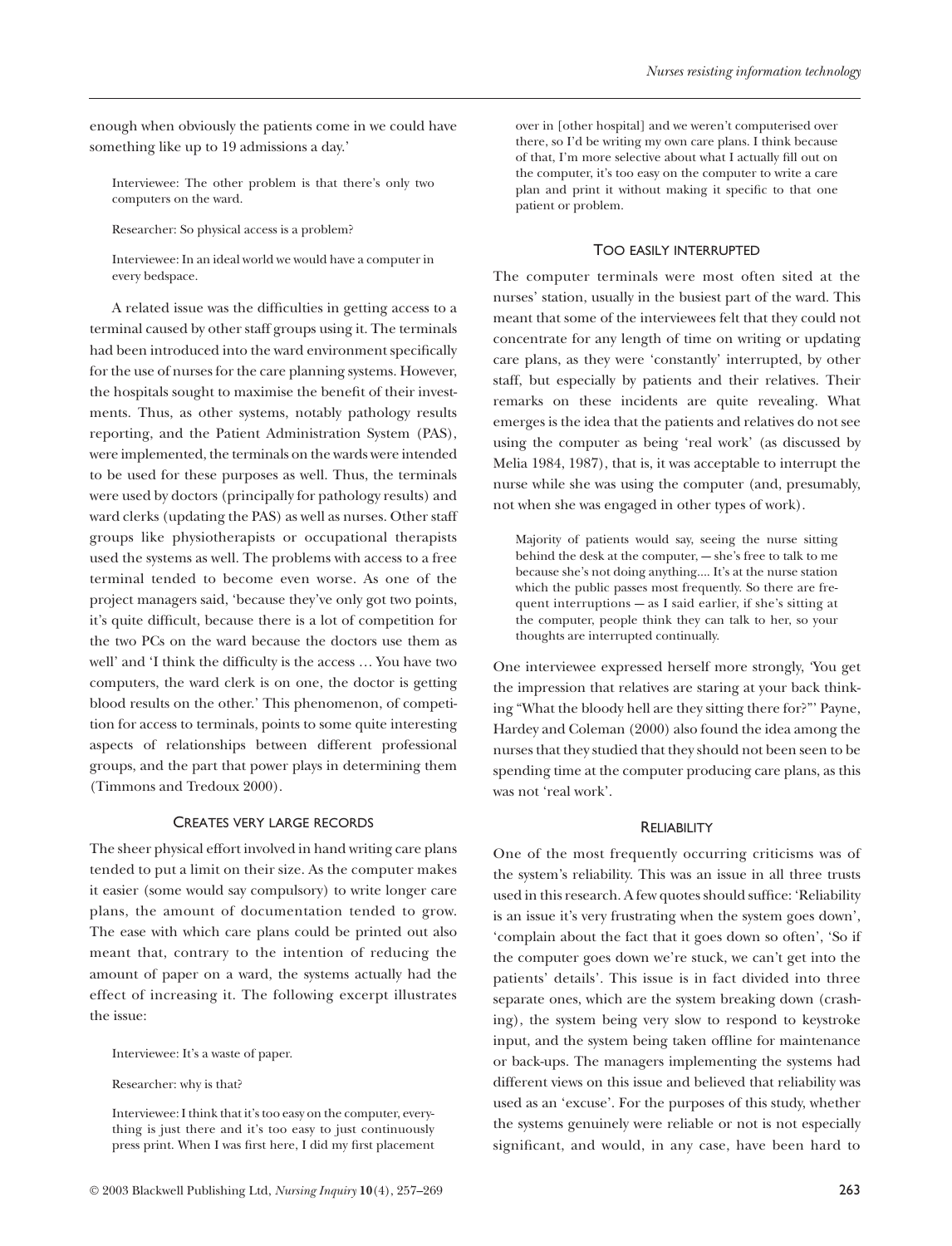enough when obviously the patients come in we could have something like up to 19 admissions a day.'

> Interviewee: The other problem is that there's only two computers on the ward.
>
> Researcher: So physical access is a problem?
>
> Interviewee: In an ideal world we would have a computer in every bedspace.

A related issue was the difficulties in getting access to a terminal caused by other staff groups using it. The terminals had been introduced into the ward environment specifically for the use of nurses for the care planning systems. However, the hospitals sought to maximise the benefit of their investments. Thus, as other systems, notably pathology results reporting, and the Patient Administration System (PAS), were implemented, the terminals on the wards were intended to be used for these purposes as well. Thus, the terminals were used by doctors (principally for pathology results) and ward clerks (updating the PAS) as well as nurses. Other staff groups like physiotherapists or occupational therapists used the systems as well. The problems with access to a free terminal tended to become even worse. As one of the project managers said, 'because they've only got two points, it's quite difficult, because there is a lot of competition for the two PCs on the ward because the doctors use them as well' and 'I think the difficulty is the access … You have two computers, the ward clerk is on one, the doctor is getting blood results on the other.' This phenomenon, of competition for access to terminals, points to some quite interesting aspects of relationships between different professional groups, and the part that power plays in determining them (Timmons and Tredoux 2000).

### Creates very large records

The sheer physical effort involved in hand writing care plans tended to put a limit on their size. As the computer makes it easier (some would say compulsory) to write longer care plans, the amount of documentation tended to grow. The ease with which care plans could be printed out also meant that, contrary to the intention of reducing the amount of paper on a ward, the systems actually had the effect of increasing it. The following excerpt illustrates the issue:

> Interviewee: It's a waste of paper.
>
> Researcher: why is that?
>
> Interviewee: I think that it's too easy on the computer, everything is just there and it's too easy to just continuously press print. When I was first here, I did my first placement over in [other hospital] and we weren't computerised over there, so I'd be writing my own care plans. I think because of that, I'm more selective about what I actually fill out on the computer, it's too easy on the computer to write a care plan and print it without making it specific to that one patient or problem.

### Too easily interrupted

The computer terminals were most often sited at the nurses' station, usually in the busiest part of the ward. This meant that some of the interviewees felt that they could not concentrate for any length of time on writing or updating care plans, as they were 'constantly' interrupted, by other staff, but especially by patients and their relatives. Their remarks on these incidents are quite revealing. What emerges is the idea that the patients and relatives do not see using the computer as being 'real work' (as discussed by Melia 1984, 1987), that is, it was acceptable to interrupt the nurse while she was using the computer (and, presumably, not when she was engaged in other types of work).

> Majority of patients would say, seeing the nurse sitting behind the desk at the computer, — she's free to talk to me because she's not doing anything.... It's at the nurse station which the public passes most frequently. So there are frequent interruptions — as I said earlier, if she's sitting at the computer, people think they can talk to her, so your thoughts are interrupted continually.

One interviewee expressed herself more strongly, 'You get the impression that relatives are staring at your back thinking "What the bloody hell are they sitting there for?"' Payne, Hardey and Coleman (2000) also found the idea among the nurses that they studied that they should not been seen to be spending time at the computer producing care plans, as this was not 'real work'.

### Reliability

One of the most frequently occurring criticisms was of the system's reliability. This was an issue in all three trusts used in this research. A few quotes should suffice: 'Reliability is an issue it's very frustrating when the system goes down', 'complain about the fact that it goes down so often', 'So if the computer goes down we're stuck, we can't get into the patients' details'. This issue is in fact divided into three separate ones, which are the system breaking down (crashing), the system being very slow to respond to keystroke input, and the system being taken offline for maintenance or back-ups. The managers implementing the systems had different views on this issue and believed that reliability was used as an 'excuse'. For the purposes of this study, whether the systems genuinely were reliable or not is not especially significant, and would, in any case, have been hard to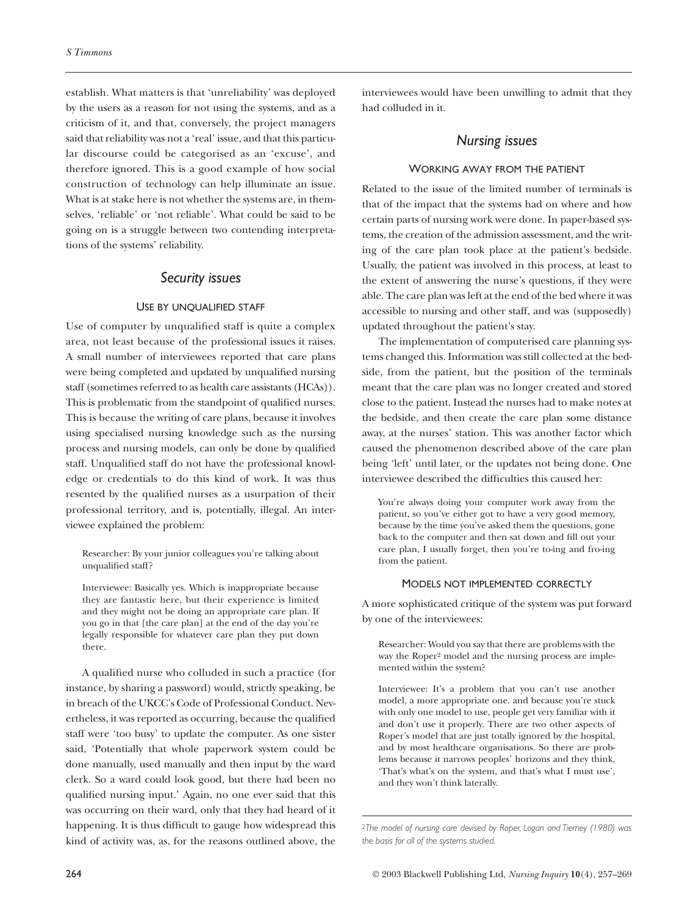establish. What matters is that 'unreliability' was deployed by the users as a reason for not using the systems, and as a criticism of it, and that, conversely, the project managers said that reliability was not a 'real' issue, and that this particular discourse could be categorised as an 'excuse', and therefore ignored. This is a good example of how social construction of technology can help illuminate an issue. What is at stake here is not whether the systems are, in themselves, 'reliable' or 'not reliable'. What could be said to be going on is a struggle between two contending interpretations of the systems' reliability.

## Security issues

### Use by unqualified staff

Use of computer by unqualified staff is quite a complex area, not least because of the professional issues it raises. A small number of interviewees reported that care plans were being completed and updated by unqualified nursing staff (sometimes referred to as health care assistants (HCAs)). This is problematic from the standpoint of qualified nurses. This is because the writing of care plans, because it involves using specialised nursing knowledge such as the nursing process and nursing models, can only be done by qualified staff. Unqualified staff do not have the professional knowledge or credentials to do this kind of work. It was thus resented by the qualified nurses as a usurpation of their professional territory, and is, potentially, illegal. An interviewee explained the problem:

> Researcher: By your junior colleagues you're talking about unqualified staff?
>
> Interviewee: Basically yes. Which is inappropriate because they are fantastic here, but their experience is limited and they might not be doing an appropriate care plan. If you go in that [the care plan] at the end of the day you're legally responsible for whatever care plan they put down there.

A qualified nurse who colluded in such a practice (for instance, by sharing a password) would, strictly speaking, be in breach of the UKCC's Code of Professional Conduct. Nevertheless, it was reported as occurring, because the qualified staff were 'too busy' to update the computer. As one sister said, 'Potentially that whole paperwork system could be done manually, used manually and then input by the ward clerk. So a ward could look good, but there had been no qualified nursing input.' Again, no one ever said that this was occurring on their ward, only that they had heard of it happening. It is thus difficult to gauge how widespread this kind of activity was, as, for the reasons outlined above, the interviewees would have been unwilling to admit that they had colluded in it.

## Nursing issues

### Working away from the patient

Related to the issue of the limited number of terminals is that of the impact that the systems had on where and how certain parts of nursing work were done. In paper-based systems, the creation of the admission assessment, and the writing of the care plan took place at the patient's bedside. Usually, the patient was involved in this process, at least to the extent of answering the nurse's questions, if they were able. The care plan was left at the end of the bed where it was accessible to nursing and other staff, and was (supposedly) updated throughout the patient's stay.

The implementation of computerised care planning systems changed this. Information was still collected at the bedside, from the patient, but the position of the terminals meant that the care plan was no longer created and stored close to the patient. Instead the nurses had to make notes at the bedside, and then create the care plan some distance away, at the nurses' station. This was another factor which caused the phenomenon described above of the care plan being 'left' until later, or the updates not being done. One interviewee described the difficulties this caused her:

> You're always doing your computer work away from the patient, so you've either got to have a very good memory, because by the time you've asked them the questions, gone back to the computer and then sat down and fill out your care plan, I usually forget, then you're to-ing and fro-ing from the patient.

### Models not implemented correctly

A more sophisticated critique of the system was put forward by one of the interviewees:

> Researcher: Would you say that there are problems with the way the Roper[2] model and the nursing process are implemented within the system?
>
> Interviewee: It's a problem that you can't use another model, a more appropriate one. and because you're stuck with only one model to use, people get very familiar with it and don't use it properly. There are two other aspects of Roper's model that are just totally ignored by the hospital, and by most healthcare organisations. So there are problems because it narrows peoples' horizons and they think, 'That's what's on the system, and that's what I must use', and they won't think laterally.

---

[2] *The model of nursing care devised by Roper, Logan and Tierney (1980) was the basis for all of the systems studied.*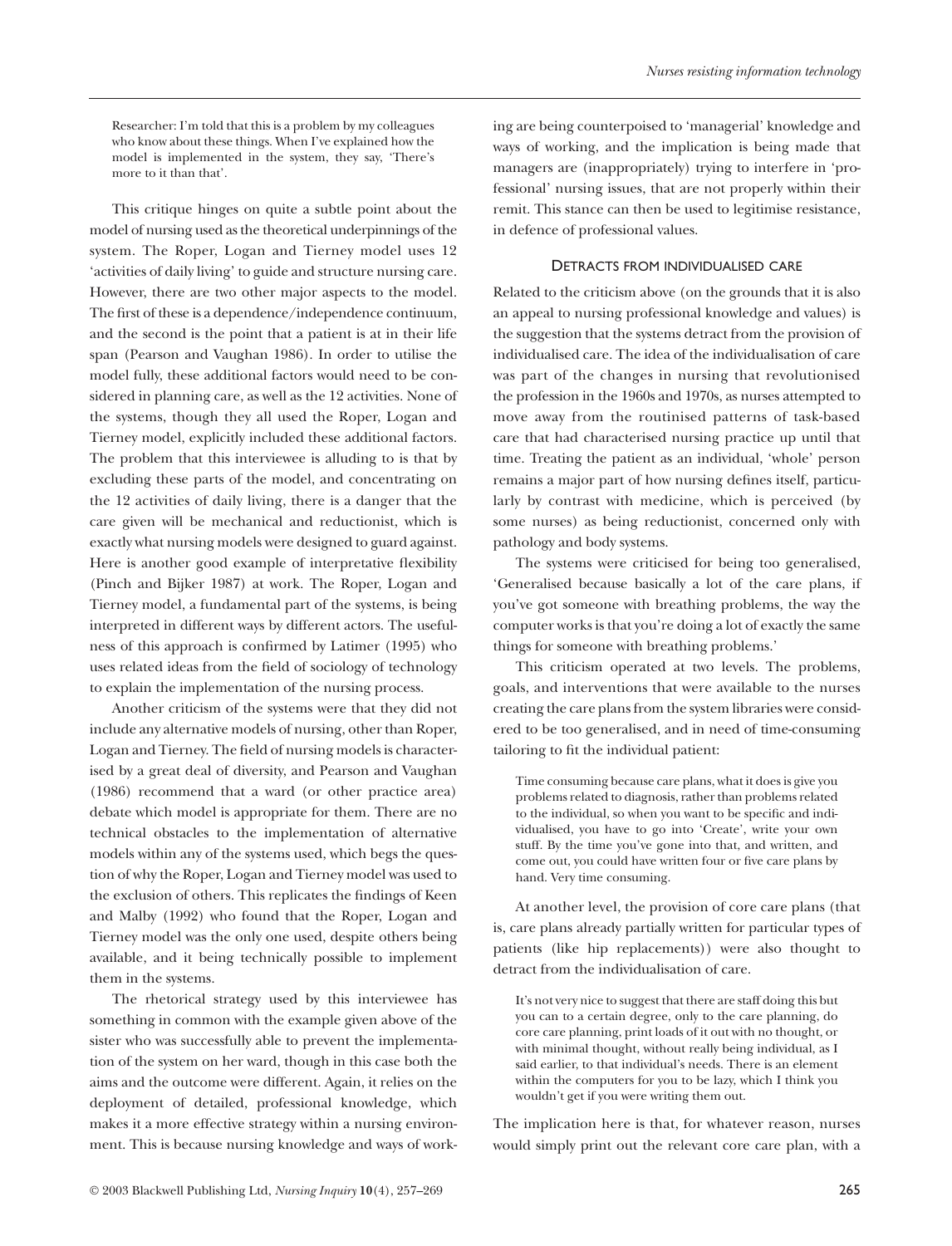Researcher: I'm told that this is a problem by my colleagues who know about these things. When I've explained how the model is implemented in the system, they say, 'There's more to it than that'.

This critique hinges on quite a subtle point about the model of nursing used as the theoretical underpinnings of the system. The Roper, Logan and Tierney model uses 12 'activities of daily living' to guide and structure nursing care. However, there are two other major aspects to the model. The first of these is a dependence/independence continuum, and the second is the point that a patient is at in their life span (Pearson and Vaughan 1986). In order to utilise the model fully, these additional factors would need to be considered in planning care, as well as the 12 activities. None of the systems, though they all used the Roper, Logan and Tierney model, explicitly included these additional factors. The problem that this interviewee is alluding to is that by excluding these parts of the model, and concentrating on the 12 activities of daily living, there is a danger that the care given will be mechanical and reductionist, which is exactly what nursing models were designed to guard against. Here is another good example of interpretative flexibility (Pinch and Bijker 1987) at work. The Roper, Logan and Tierney model, a fundamental part of the systems, is being interpreted in different ways by different actors. The usefulness of this approach is confirmed by Latimer (1995) who uses related ideas from the field of sociology of technology to explain the implementation of the nursing process.

Another criticism of the systems were that they did not include any alternative models of nursing, other than Roper, Logan and Tierney. The field of nursing models is characterised by a great deal of diversity, and Pearson and Vaughan (1986) recommend that a ward (or other practice area) debate which model is appropriate for them. There are no technical obstacles to the implementation of alternative models within any of the systems used, which begs the question of why the Roper, Logan and Tierney model was used to the exclusion of others. This replicates the findings of Keen and Malby (1992) who found that the Roper, Logan and Tierney model was the only one used, despite others being available, and it being technically possible to implement them in the systems.

The rhetorical strategy used by this interviewee has something in common with the example given above of the sister who was successfully able to prevent the implementation of the system on her ward, though in this case both the aims and the outcome were different. Again, it relies on the deployment of detailed, professional knowledge, which makes it a more effective strategy within a nursing environment. This is because nursing knowledge and ways of working are being counterpoised to 'managerial' knowledge and ways of working, and the implication is being made that managers are (inappropriately) trying to interfere in 'professional' nursing issues, that are not properly within their remit. This stance can then be used to legitimise resistance, in defence of professional values.

### Detracts from individualised care

Related to the criticism above (on the grounds that it is also an appeal to nursing professional knowledge and values) is the suggestion that the systems detract from the provision of individualised care. The idea of the individualisation of care was part of the changes in nursing that revolutionised the profession in the 1960s and 1970s, as nurses attempted to move away from the routinised patterns of task-based care that had characterised nursing practice up until that time. Treating the patient as an individual, 'whole' person remains a major part of how nursing defines itself, particularly by contrast with medicine, which is perceived (by some nurses) as being reductionist, concerned only with pathology and body systems.

The systems were criticised for being too generalised, 'Generalised because basically a lot of the care plans, if you've got someone with breathing problems, the way the computer works is that you're doing a lot of exactly the same things for someone with breathing problems.'

This criticism operated at two levels. The problems, goals, and interventions that were available to the nurses creating the care plans from the system libraries were considered to be too generalised, and in need of time-consuming tailoring to fit the individual patient:

Time consuming because care plans, what it does is give you problems related to diagnosis, rather than problems related to the individual, so when you want to be specific and individualised, you have to go into 'Create', write your own stuff. By the time you've gone into that, and written, and come out, you could have written four or five care plans by hand. Very time consuming.

At another level, the provision of core care plans (that is, care plans already partially written for particular types of patients (like hip replacements)) were also thought to detract from the individualisation of care.

It's not very nice to suggest that there are staff doing this but you can to a certain degree, only to the care planning, do core care planning, print loads of it out with no thought, or with minimal thought, without really being individual, as I said earlier, to that individual's needs. There is an element within the computers for you to be lazy, which I think you wouldn't get if you were writing them out.

The implication here is that, for whatever reason, nurses would simply print out the relevant core care plan, with a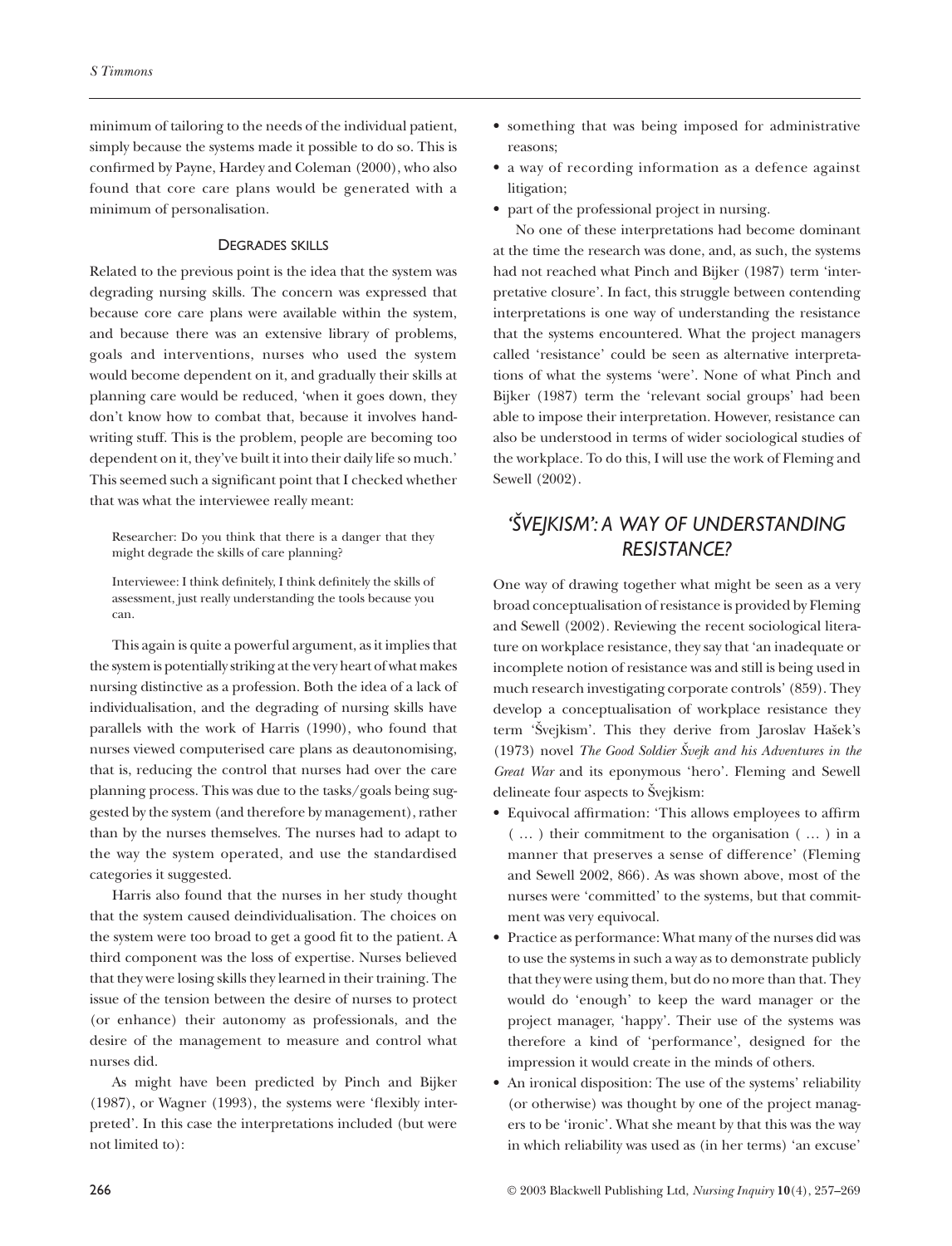minimum of tailoring to the needs of the individual patient, simply because the systems made it possible to do so. This is confirmed by Payne, Hardey and Coleman (2000), who also found that core care plans would be generated with a minimum of personalisation.

### DEGRADES SKILLS

Related to the previous point is the idea that the system was degrading nursing skills. The concern was expressed that because core care plans were available within the system, and because there was an extensive library of problems, goals and interventions, nurses who used the system would become dependent on it, and gradually their skills at planning care would be reduced, 'when it goes down, they don't know how to combat that, because it involves handwriting stuff. This is the problem, people are becoming too dependent on it, they've built it into their daily life so much.' This seemed such a significant point that I checked whether that was what the interviewee really meant:

> Researcher: Do you think that there is a danger that they might degrade the skills of care planning?
>
> Interviewee: I think definitely, I think definitely the skills of assessment, just really understanding the tools because you can.

This again is quite a powerful argument, as it implies that the system is potentially striking at the very heart of what makes nursing distinctive as a profession. Both the idea of a lack of individualisation, and the degrading of nursing skills have parallels with the work of Harris (1990), who found that nurses viewed computerised care plans as deautonomising, that is, reducing the control that nurses had over the care planning process. This was due to the tasks/goals being suggested by the system (and therefore by management), rather than by the nurses themselves. The nurses had to adapt to the way the system operated, and use the standardised categories it suggested.

Harris also found that the nurses in her study thought that the system caused deindividualisation. The choices on the system were too broad to get a good fit to the patient. A third component was the loss of expertise. Nurses believed that they were losing skills they learned in their training. The issue of the tension between the desire of nurses to protect (or enhance) their autonomy as professionals, and the desire of the management to measure and control what nurses did.

As might have been predicted by Pinch and Bijker (1987), or Wagner (1993), the systems were 'flexibly interpreted'. In this case the interpretations included (but were not limited to):

- something that was being imposed for administrative reasons;
- a way of recording information as a defence against litigation;
- part of the professional project in nursing.

No one of these interpretations had become dominant at the time the research was done, and, as such, the systems had not reached what Pinch and Bijker (1987) term 'interpretative closure'. In fact, this struggle between contending interpretations is one way of understanding the resistance that the systems encountered. What the project managers called 'resistance' could be seen as alternative interpretations of what the systems 'were'. None of what Pinch and Bijker (1987) term the 'relevant social groups' had been able to impose their interpretation. However, resistance can also be understood in terms of wider sociological studies of the workplace. To do this, I will use the work of Fleming and Sewell (2002).

## *'ŠVEJKISM': A WAY OF UNDERSTANDING RESISTANCE?*

One way of drawing together what might be seen as a very broad conceptualisation of resistance is provided by Fleming and Sewell (2002). Reviewing the recent sociological literature on workplace resistance, they say that 'an inadequate or incomplete notion of resistance was and still is being used in much research investigating corporate controls' (859). They develop a conceptualisation of workplace resistance they term 'Švejkism'. This they derive from Jaroslav Hašek's (1973) novel *The Good Soldier Švejk and his Adventures in the Great War* and its eponymous 'hero'. Fleming and Sewell delineate four aspects to Švejkism:

- Equivocal affirmation: 'This allows employees to affirm ( … ) their commitment to the organisation ( … ) in a manner that preserves a sense of difference' (Fleming and Sewell 2002, 866). As was shown above, most of the nurses were 'committed' to the systems, but that commitment was very equivocal.
- Practice as performance: What many of the nurses did was to use the systems in such a way as to demonstrate publicly that they were using them, but do no more than that. They would do 'enough' to keep the ward manager or the project manager, 'happy'. Their use of the systems was therefore a kind of 'performance', designed for the impression it would create in the minds of others.
- An ironical disposition: The use of the systems' reliability (or otherwise) was thought by one of the project managers to be 'ironic'. What she meant by that this was the way in which reliability was used as (in her terms) 'an excuse'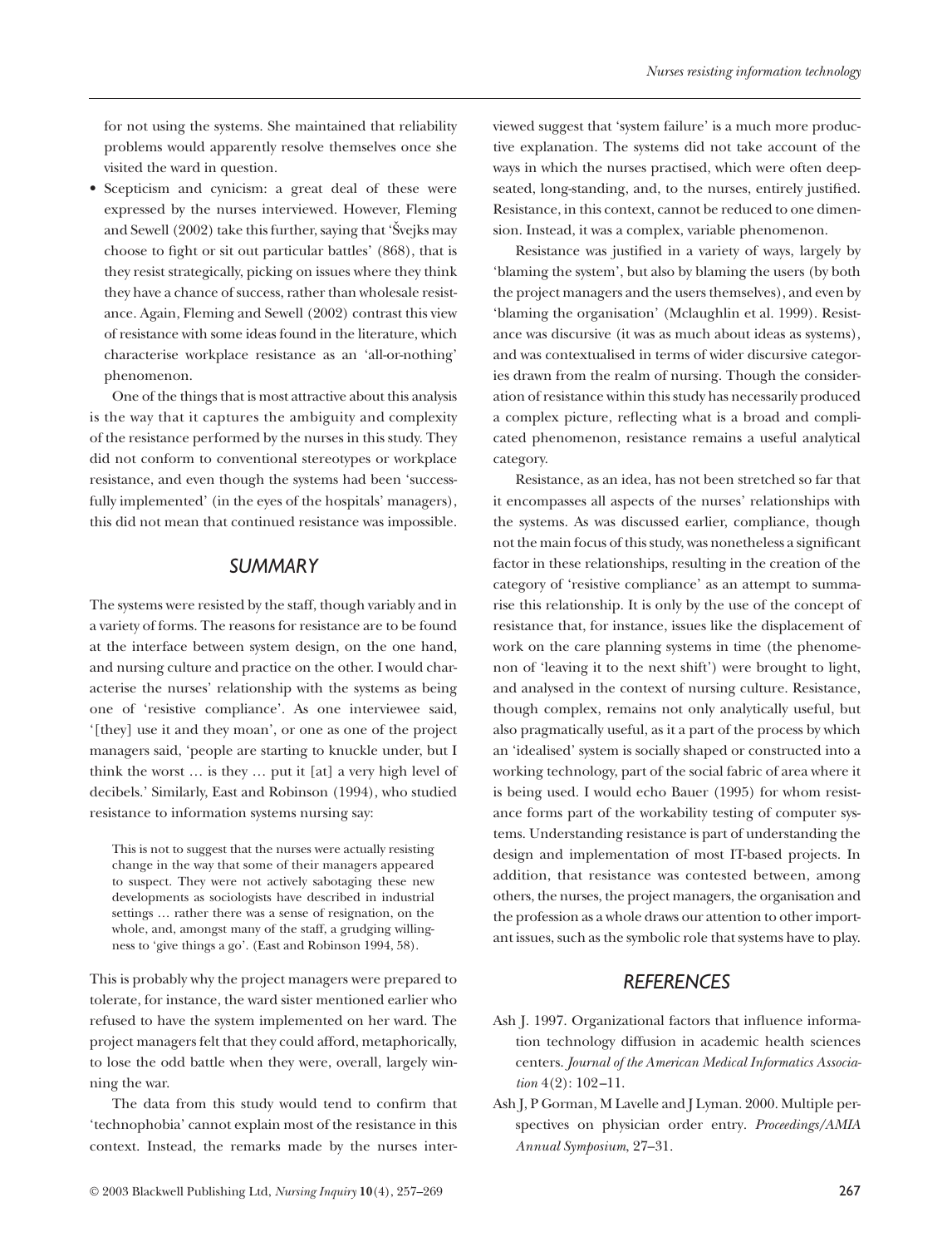for not using the systems. She maintained that reliability problems would apparently resolve themselves once she visited the ward in question.

- Scepticism and cynicism: a great deal of these were expressed by the nurses interviewed. However, Fleming and Sewell (2002) take this further, saying that 'Švejks may choose to fight or sit out particular battles' (868), that is they resist strategically, picking on issues where they think they have a chance of success, rather than wholesale resistance. Again, Fleming and Sewell (2002) contrast this view of resistance with some ideas found in the literature, which characterise workplace resistance as an 'all-or-nothing' phenomenon.

One of the things that is most attractive about this analysis is the way that it captures the ambiguity and complexity of the resistance performed by the nurses in this study. They did not conform to conventional stereotypes or workplace resistance, and even though the systems had been 'successfully implemented' (in the eyes of the hospitals' managers), this did not mean that continued resistance was impossible.

## SUMMARY

The systems were resisted by the staff, though variably and in a variety of forms. The reasons for resistance are to be found at the interface between system design, on the one hand, and nursing culture and practice on the other. I would characterise the nurses' relationship with the systems as being one of 'resistive compliance'. As one interviewee said, '[they] use it and they moan', or one as one of the project managers said, 'people are starting to knuckle under, but I think the worst … is they … put it [at] a very high level of decibels.' Similarly, East and Robinson (1994), who studied resistance to information systems nursing say:

> This is not to suggest that the nurses were actually resisting change in the way that some of their managers appeared to suspect. They were not actively sabotaging these new developments as sociologists have described in industrial settings … rather there was a sense of resignation, on the whole, and, amongst many of the staff, a grudging willingness to 'give things a go'. (East and Robinson 1994, 58).

This is probably why the project managers were prepared to tolerate, for instance, the ward sister mentioned earlier who refused to have the system implemented on her ward. The project managers felt that they could afford, metaphorically, to lose the odd battle when they were, overall, largely winning the war.

The data from this study would tend to confirm that 'technophobia' cannot explain most of the resistance in this context. Instead, the remarks made by the nurses interviewed suggest that 'system failure' is a much more productive explanation. The systems did not take account of the ways in which the nurses practised, which were often deep-seated, long-standing, and, to the nurses, entirely justified. Resistance, in this context, cannot be reduced to one dimension. Instead, it was a complex, variable phenomenon.

Resistance was justified in a variety of ways, largely by 'blaming the system', but also by blaming the users (by both the project managers and the users themselves), and even by 'blaming the organisation' (Mclaughlin et al. 1999). Resistance was discursive (it was as much about ideas as systems), and was contextualised in terms of wider discursive categories drawn from the realm of nursing. Though the consideration of resistance within this study has necessarily produced a complex picture, reflecting what is a broad and complicated phenomenon, resistance remains a useful analytical category.

Resistance, as an idea, has not been stretched so far that it encompasses all aspects of the nurses' relationships with the systems. As was discussed earlier, compliance, though not the main focus of this study, was nonetheless a significant factor in these relationships, resulting in the creation of the category of 'resistive compliance' as an attempt to summarise this relationship. It is only by the use of the concept of resistance that, for instance, issues like the displacement of work on the care planning systems in time (the phenomenon of 'leaving it to the next shift') were brought to light, and analysed in the context of nursing culture. Resistance, though complex, remains not only analytically useful, but also pragmatically useful, as it a part of the process by which an 'idealised' system is socially shaped or constructed into a working technology, part of the social fabric of area where it is being used. I would echo Bauer (1995) for whom resistance forms part of the workability testing of computer systems. Understanding resistance is part of understanding the design and implementation of most IT-based projects. In addition, that resistance was contested between, among others, the nurses, the project managers, the organisation and the profession as a whole draws our attention to other important issues, such as the symbolic role that systems have to play.

## REFERENCES

Ash J. 1997. Organizational factors that influence information technology diffusion in academic health sciences centers. *Journal of the American Medical Informatics Association* 4(2): 102–11.

Ash J, P Gorman, M Lavelle and J Lyman. 2000. Multiple perspectives on physician order entry. *Proceedings/AMIA Annual Symposium*, 27–31.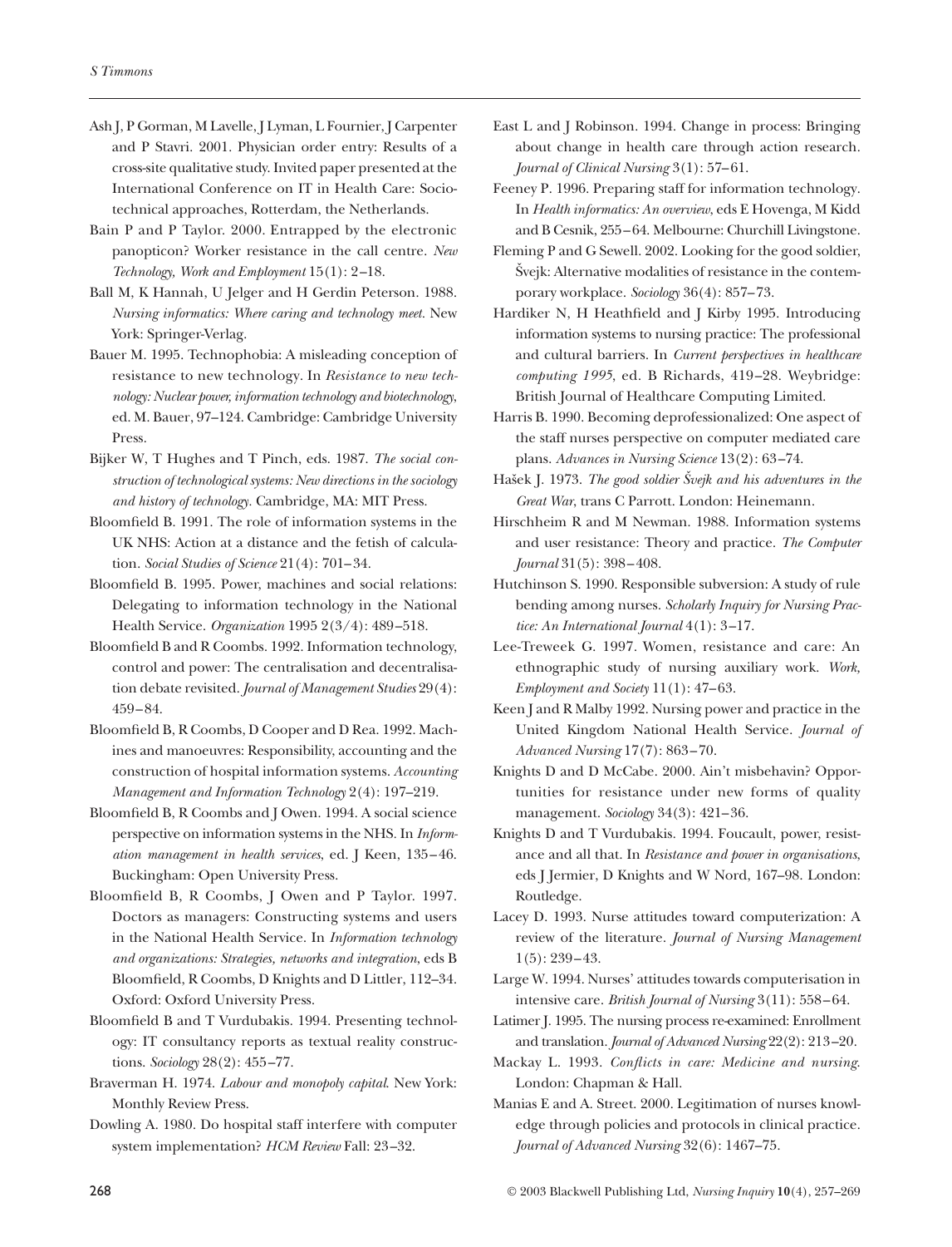Ash J, P Gorman, M Lavelle, J Lyman, L Fournier, J Carpenter and P Stavri. 2001. Physician order entry: Results of a cross-site qualitative study. Invited paper presented at the International Conference on IT in Health Care: Socio-technical approaches, Rotterdam, the Netherlands.

Bain P and P Taylor. 2000. Entrapped by the electronic panopticon? Worker resistance in the call centre. *New Technology, Work and Employment* 15(1): 2–18.

Ball M, K Hannah, U Jelger and H Gerdin Peterson. 1988. *Nursing informatics: Where caring and technology meet.* New York: Springer-Verlag.

Bauer M. 1995. Technophobia: A misleading conception of resistance to new technology. In *Resistance to new technology: Nuclear power, information technology and biotechnology*, ed. M. Bauer, 97–124. Cambridge: Cambridge University Press.

Bijker W, T Hughes and T Pinch, eds. 1987. *The social construction of technological systems: New directions in the sociology and history of technology.* Cambridge, MA: MIT Press.

Bloomfield B. 1991. The role of information systems in the UK NHS: Action at a distance and the fetish of calculation. *Social Studies of Science* 21(4): 701–34.

Bloomfield B. 1995. Power, machines and social relations: Delegating to information technology in the National Health Service. *Organization* 1995 2(3/4): 489–518.

Bloomfield B and R Coombs. 1992. Information technology, control and power: The centralisation and decentralisation debate revisited. *Journal of Management Studies* 29(4): 459–84.

Bloomfield B, R Coombs, D Cooper and D Rea. 1992. Machines and manoeuvres: Responsibility, accounting and the construction of hospital information systems. *Accounting Management and Information Technology* 2(4): 197–219.

Bloomfield B, R Coombs and J Owen. 1994. A social science perspective on information systems in the NHS. In *Information management in health services*, ed. J Keen, 135–46. Buckingham: Open University Press.

Bloomfield B, R Coombs, J Owen and P Taylor. 1997. Doctors as managers: Constructing systems and users in the National Health Service. In *Information technology and organizations: Strategies, networks and integration*, eds B Bloomfield, R Coombs, D Knights and D Littler, 112–34. Oxford: Oxford University Press.

Bloomfield B and T Vurdubakis. 1994. Presenting technology: IT consultancy reports as textual reality constructions. *Sociology* 28(2): 455–77.

Braverman H. 1974. *Labour and monopoly capital*. New York: Monthly Review Press.

Dowling A. 1980. Do hospital staff interfere with computer system implementation? *HCM Review* Fall: 23–32.

East L and J Robinson. 1994. Change in process: Bringing about change in health care through action research. *Journal of Clinical Nursing* 3(1): 57–61.

Feeney P. 1996. Preparing staff for information technology. In *Health informatics: An overview*, eds E Hovenga, M Kidd and B Cesnik, 255–64. Melbourne: Churchill Livingstone.

Fleming P and G Sewell. 2002. Looking for the good soldier, Švejk: Alternative modalities of resistance in the contemporary workplace. *Sociology* 36(4): 857–73.

Hardiker N, H Heathfield and J Kirby 1995. Introducing information systems to nursing practice: The professional and cultural barriers. In *Current perspectives in healthcare computing 1995*, ed. B Richards, 419–28. Weybridge: British Journal of Healthcare Computing Limited.

Harris B. 1990. Becoming deprofessionalized: One aspect of the staff nurses perspective on computer mediated care plans. *Advances in Nursing Science* 13(2): 63–74.

Hašek J. 1973. *The good soldier Švejk and his adventures in the Great War*, trans C Parrott. London: Heinemann.

Hirschheim R and M Newman. 1988. Information systems and user resistance: Theory and practice. *The Computer Journal* 31(5): 398–408.

Hutchinson S. 1990. Responsible subversion: A study of rule bending among nurses. *Scholarly Inquiry for Nursing Practice: An International Journal* 4(1): 3–17.

Lee-Treweek G. 1997. Women, resistance and care: An ethnographic study of nursing auxiliary work. *Work, Employment and Society* 11(1): 47–63.

Keen J and R Malby 1992. Nursing power and practice in the United Kingdom National Health Service. *Journal of Advanced Nursing* 17(7): 863–70.

Knights D and D McCabe. 2000. Ain't misbehavin? Opportunities for resistance under new forms of quality management. *Sociology* 34(3): 421–36.

Knights D and T Vurdubakis. 1994. Foucault, power, resistance and all that. In *Resistance and power in organisations*, eds J Jermier, D Knights and W Nord, 167–98. London: Routledge.

Lacey D. 1993. Nurse attitudes toward computerization: A review of the literature. *Journal of Nursing Management* 1(5): 239–43.

Large W. 1994. Nurses' attitudes towards computerisation in intensive care. *British Journal of Nursing* 3(11): 558–64.

Latimer J. 1995. The nursing process re-examined: Enrollment and translation. *Journal of Advanced Nursing* 22(2): 213–20.

Mackay L. 1993. *Conflicts in care: Medicine and nursing*. London: Chapman & Hall.

Manias E and A. Street. 2000. Legitimation of nurses knowledge through policies and protocols in clinical practice. *Journal of Advanced Nursing* 32(6): 1467–75.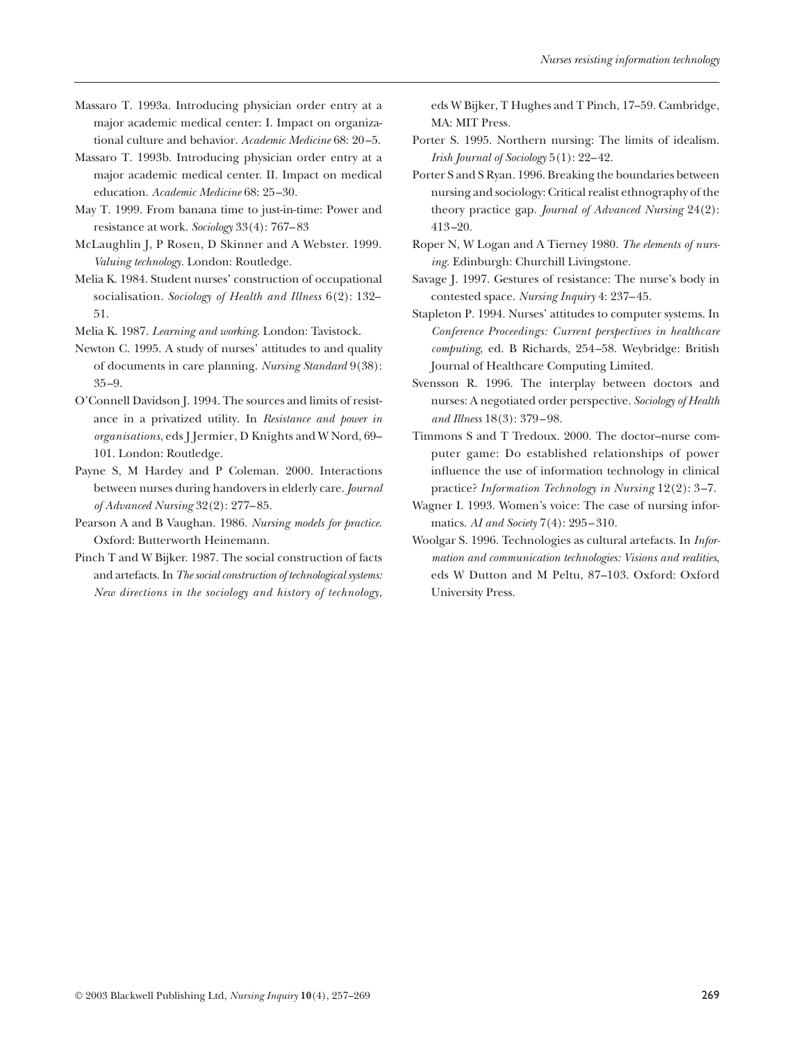Massaro T. 1993a. Introducing physician order entry at a major academic medical center: I. Impact on organizational culture and behavior. *Academic Medicine* 68: 20–5.

Massaro T. 1993b. Introducing physician order entry at a major academic medical center. II. Impact on medical education. *Academic Medicine* 68: 25–30.

May T. 1999. From banana time to just-in-time: Power and resistance at work. *Sociology* 33(4): 767–83

McLaughlin J, P Rosen, D Skinner and A Webster. 1999. *Valuing technology*. London: Routledge.

Melia K. 1984. Student nurses' construction of occupational socialisation. *Sociology of Health and Illness* 6(2): 132–51.

Melia K. 1987. *Learning and working*. London: Tavistock.

Newton C. 1995. A study of nurses' attitudes to and quality of documents in care planning. *Nursing Standard* 9(38): 35–9.

O'Connell Davidson J. 1994. The sources and limits of resistance in a privatized utility. In *Resistance and power in organisations*, eds J Jermier, D Knights and W Nord, 69–101. London: Routledge.

Payne S, M Hardey and P Coleman. 2000. Interactions between nurses during handovers in elderly care. *Journal of Advanced Nursing* 32(2): 277–85.

Pearson A and B Vaughan. 1986. *Nursing models for practice*. Oxford: Butterworth Heinemann.

Pinch T and W Bijker. 1987. The social construction of facts and artefacts. In *The social construction of technological systems: New directions in the sociology and history of technology*, eds W Bijker, T Hughes and T Pinch, 17–59. Cambridge, MA: MIT Press.

Porter S. 1995. Northern nursing: The limits of idealism. *Irish Journal of Sociology* 5(1): 22–42.

Porter S and S Ryan. 1996. Breaking the boundaries between nursing and sociology: Critical realist ethnography of the theory practice gap. *Journal of Advanced Nursing* 24(2): 413–20.

Roper N, W Logan and A Tierney 1980. *The elements of nursing*. Edinburgh: Churchill Livingstone.

Savage J. 1997. Gestures of resistance: The nurse's body in contested space. *Nursing Inquiry* 4: 237–45.

Stapleton P. 1994. Nurses' attitudes to computer systems. In *Conference Proceedings: Current perspectives in healthcare computing*, ed. B Richards, 254–58. Weybridge: British Journal of Healthcare Computing Limited.

Svensson R. 1996. The interplay between doctors and nurses: A negotiated order perspective. *Sociology of Health and Illness* 18(3): 379–98.

Timmons S and T Tredoux. 2000. The doctor–nurse computer game: Do established relationships of power influence the use of information technology in clinical practice? *Information Technology in Nursing* 12(2): 3–7.

Wagner I. 1993. Women's voice: The case of nursing informatics. *AI and Society* 7(4): 295–310.

Woolgar S. 1996. Technologies as cultural artefacts. In *Information and communication technologies: Visions and realities*, eds W Dutton and M Peltu, 87–103. Oxford: Oxford University Press.